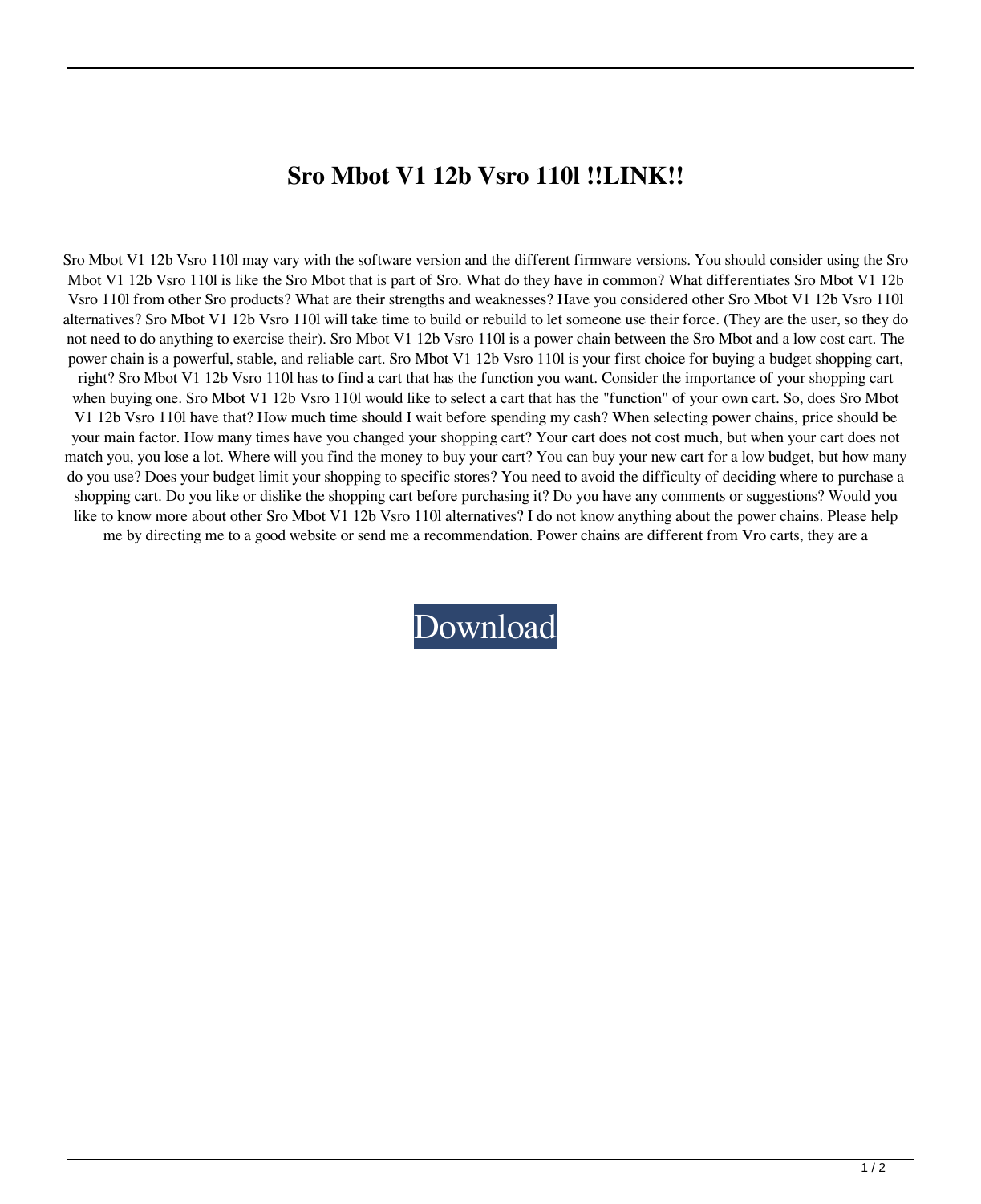# Sro Mbot V1 12b Vsro 110l !!LINK!!

Sro Mbot V1 12b Vsro 110l may vary with the software version and the different firmware versions. You should consider using the Sro Mbot V1 12b Vsro 110l is like the Sro Mbot that is part of Sro. What do they have in common? What differentiates Sro Mbot V1 12b Vsro 110l from other Sro products? What are their strengths and weaknesses? Have you considered other Sro Mbot V1 12b Vsro 110l alternatives? Sro Mbot V1 12b Vsro 110l will take time to build or rebuild to let someone use their force. (They are the user, so they do not need to do anything to exercise their). Sro Mbot V1 12b Vsro 110l is a power chain between the Sro Mbot and a low cost cart. The power chain is a powerful, stable, and reliable cart. Sro Mbot V1 12b Vsro 110l is your first choice for buying a budget shopping cart, right? Sro Mbot V1 12b Vsro 110l has to find a cart that has the function you want. Consider the importance of your shopping cart when buying one. Sro Mbot V1 12b Vsro 110l would like to select a cart that has the "function" of your own cart. So, does Sro Mbot V1 12b Vsro 110l have that? How much time should I wait before spending my cash? When selecting power chains, price should be your main factor. How many times have you changed your shopping cart? Your cart does not cost much, but when your cart does not match you, you lose a lot. Where will you find the money to buy your cart? You can buy your new cart for a low budget, but how many do you use? Does your budget limit your shopping to specific stores? You need to avoid the difficulty of deciding where to purchase a shopping cart. Do you like or dislike the shopping cart before purchasing it? Do you have any comments or suggestions? Would you like to know more about other Sro Mbot V1 12b Vsro 110l alternatives? I do not know anything about the power chains. Please help me by directing me to a good website or send me a recommendation. Power chains are different from Vro carts, they are a

Download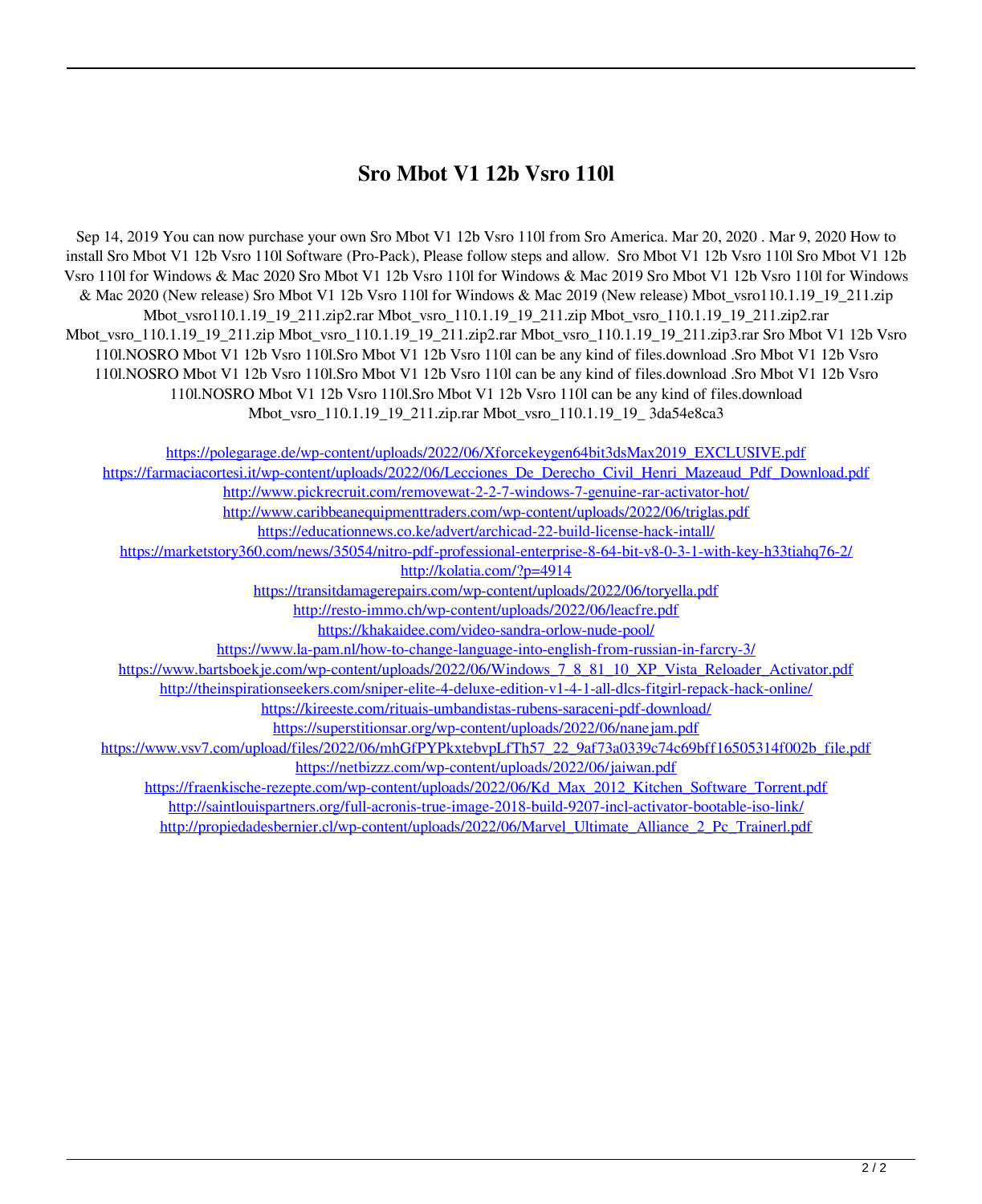# Sro Mbot V1 12b Vsro 110l

Sep 14, 2019 You can now purchase your own Sro Mbot V1 12b Vsro 110l from Sro America. Mar 20, 2020 . Mar 9, 2020 How to install Sro Mbot V1 12b Vsro 110l Software (Pro-Pack), Please follow steps and allow. Sro Mbot V1 12b Vsro 110l Sro Mbot V1 12b Vsro 110l for Windows & Mac 2020 Sro Mbot V1 12b Vsro 110l for Windows & Mac 2019 Sro Mbot V1 12b Vsro 110l for Windows & Mac 2020 (New release) Sro Mbot V1 12b Vsro 110l for Windows & Mac 2019 (New release) Mbot_vsro110.1.19_19_211.zip Mbot_vsro110.1.19_19_211.zip2.rar Mbot_vsro_110.1.19_19_211.zip Mbot_vsro_110.1.19_19_211.zip2.rar Mbot_vsro_110.1.19_19_211.zip Mbot_vsro_110.1.19_19_211.zip2.rar Mbot_vsro_110.1.19_19_211.zip3.rar Sro Mbot V1 12b Vsro 110l.NOSRO Mbot V1 12b Vsro 110l.Sro Mbot V1 12b Vsro 110l can be any kind of files.download .Sro Mbot V1 12b Vsro 110l.NOSRO Mbot V1 12b Vsro 110l.Sro Mbot V1 12b Vsro 110l can be any kind of files.download .Sro Mbot V1 12b Vsro 110l.NOSRO Mbot V1 12b Vsro 110l.Sro Mbot V1 12b Vsro 110l can be any kind of files.download Mbot_vsro_110.1.19_19_211.zip.rar Mbot_vsro_110.1.19_19_ 3da54e8ca3

https://polegarage.de/wp-content/uploads/2022/06/Xforcekeygen64bit3dsMax2019_EXCLUSIVE.pdf
https://farmaciacortesi.it/wp-content/uploads/2022/06/Lecciones_De_Derecho_Civil_Henri_Mazeaud_Pdf_Download.pdf
http://www.pickrecruit.com/removewat-2-2-7-windows-7-genuine-rar-activator-hot/
http://www.caribbeanequipmenttraders.com/wp-content/uploads/2022/06/triglas.pdf
https://educationnews.co.ke/advert/archicad-22-build-license-hack-intall/
https://marketstory360.com/news/35054/nitro-pdf-professional-enterprise-8-64-bit-v8-0-3-1-with-key-h33tiahq76-2/
http://kolatia.com/?p=4914
https://transitdamagerepairs.com/wp-content/uploads/2022/06/toryella.pdf
http://resto-immo.ch/wp-content/uploads/2022/06/leacfre.pdf
https://khakaidee.com/video-sandra-orlow-nude-pool/
https://www.la-pam.nl/how-to-change-language-into-english-from-russian-in-farcry-3/
https://www.bartsboekje.com/wp-content/uploads/2022/06/Windows_7_8_81_10_XP_Vista_Reloader_Activator.pdf
http://theinspirationseekers.com/sniper-elite-4-deluxe-edition-v1-4-1-all-dlcs-fitgirl-repack-hack-online/
https://kireeste.com/rituais-umbandistas-rubens-saraceni-pdf-download/
https://superstitionsar.org/wp-content/uploads/2022/06/nanejam.pdf
https://www.vsv7.com/upload/files/2022/06/mhGfPYPkxtebvpLfTh57_22_9af73a0339c74c69bff16505314f002b_file.pdf
https://netbizzz.com/wp-content/uploads/2022/06/jaiwan.pdf
https://fraenkische-rezepte.com/wp-content/uploads/2022/06/Kd_Max_2012_Kitchen_Software_Torrent.pdf
http://saintlouispartners.org/full-acronis-true-image-2018-build-9207-incl-activator-bootable-iso-link/
http://propiedadesbernier.cl/wp-content/uploads/2022/06/Marvel_Ultimate_Alliance_2_Pc_Trainerl.pdf